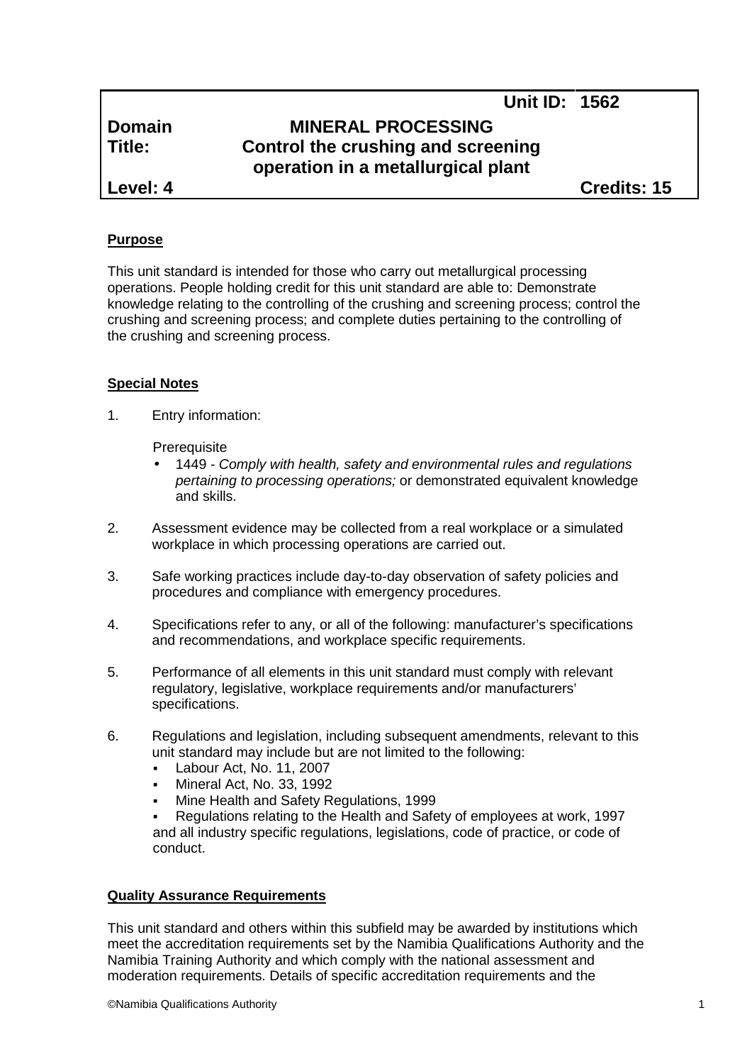| | Unit ID: | 1562 |
|---|---|---|
| **Domain** | **MINERAL PROCESSING** | |
| **Title:** | **Control the crushing and screening operation in a metallurgical plant** | |
| **Level: 4** | | **Credits: 15** |

**Purpose**

This unit standard is intended for those who carry out metallurgical processing operations. People holding credit for this unit standard are able to: Demonstrate knowledge relating to the controlling of the crushing and screening process; control the crushing and screening process; and complete duties pertaining to the controlling of the crushing and screening process.

**Special Notes**

1. Entry information:

   Prerequisite
   - 1449 - *Comply with health, safety and environmental rules and regulations pertaining to processing operations;* or demonstrated equivalent knowledge and skills.

2. Assessment evidence may be collected from a real workplace or a simulated workplace in which processing operations are carried out.

3. Safe working practices include day-to-day observation of safety policies and procedures and compliance with emergency procedures.

4. Specifications refer to any, or all of the following: manufacturer's specifications and recommendations, and workplace specific requirements.

5. Performance of all elements in this unit standard must comply with relevant regulatory, legislative, workplace requirements and/or manufacturers' specifications.

6. Regulations and legislation, including subsequent amendments, relevant to this unit standard may include but are not limited to the following:
   - Labour Act, No. 11, 2007
   - Mineral Act, No. 33, 1992
   - Mine Health and Safety Regulations, 1999
   - Regulations relating to the Health and Safety of employees at work, 1997

   and all industry specific regulations, legislations, code of practice, or code of conduct.

**Quality Assurance Requirements**

This unit standard and others within this subfield may be awarded by institutions which meet the accreditation requirements set by the Namibia Qualifications Authority and the Namibia Training Authority and which comply with the national assessment and moderation requirements. Details of specific accreditation requirements and the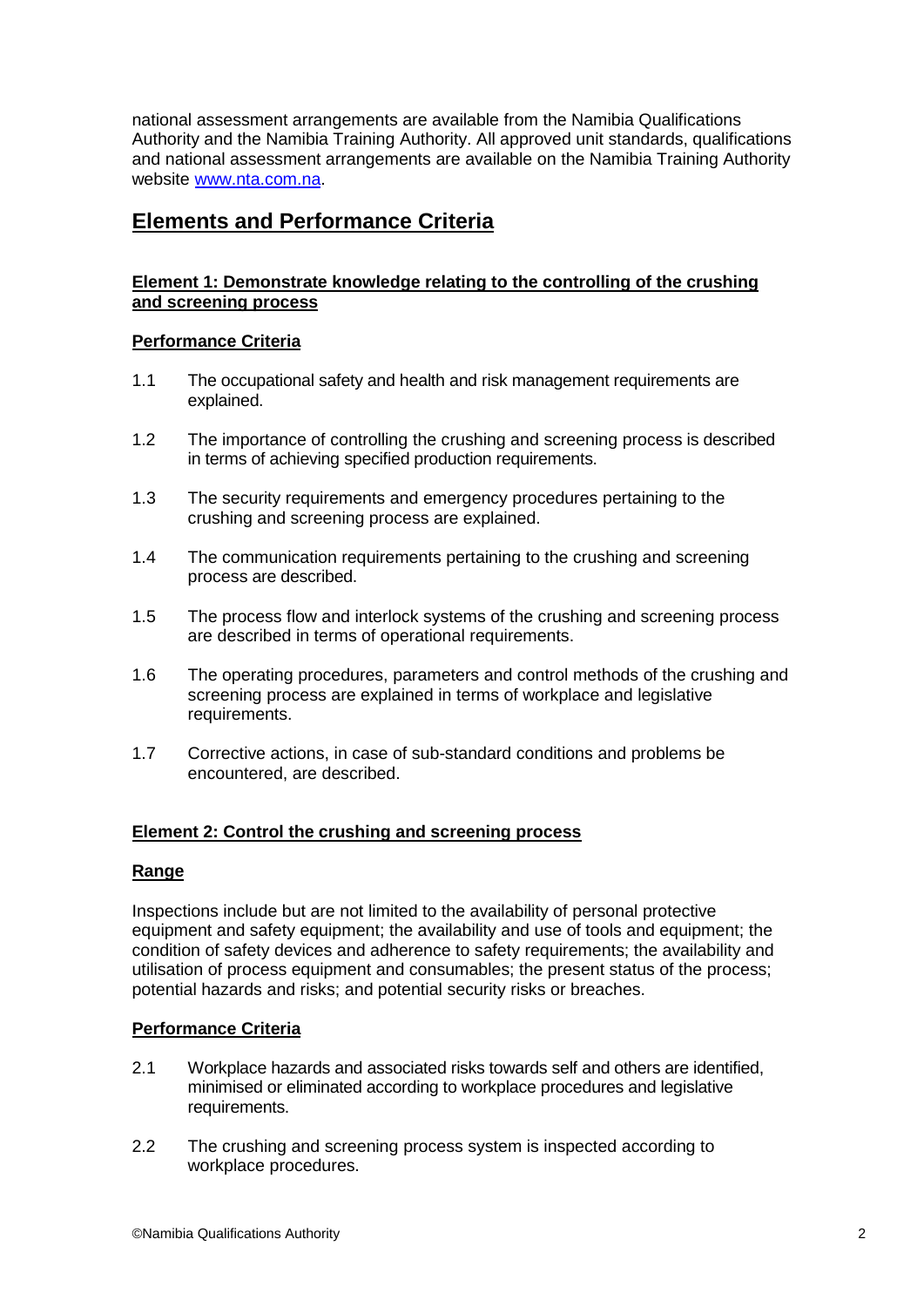national assessment arrangements are available from the Namibia Qualifications Authority and the Namibia Training Authority. All approved unit standards, qualifications and national assessment arrangements are available on the Namibia Training Authority website [www.nta.com.na](http://www.nta.com.na).

## Elements and Performance Criteria

### Element 1: Demonstrate knowledge relating to the controlling of the crushing and screening process

#### Performance Criteria

1.1 The occupational safety and health and risk management requirements are explained.

1.2 The importance of controlling the crushing and screening process is described in terms of achieving specified production requirements.

1.3 The security requirements and emergency procedures pertaining to the crushing and screening process are explained.

1.4 The communication requirements pertaining to the crushing and screening process are described.

1.5 The process flow and interlock systems of the crushing and screening process are described in terms of operational requirements.

1.6 The operating procedures, parameters and control methods of the crushing and screening process are explained in terms of workplace and legislative requirements.

1.7 Corrective actions, in case of sub-standard conditions and problems be encountered, are described.

### Element 2: Control the crushing and screening process

#### Range

Inspections include but are not limited to the availability of personal protective equipment and safety equipment; the availability and use of tools and equipment; the condition of safety devices and adherence to safety requirements; the availability and utilisation of process equipment and consumables; the present status of the process; potential hazards and risks; and potential security risks or breaches.

#### Performance Criteria

2.1 Workplace hazards and associated risks towards self and others are identified, minimised or eliminated according to workplace procedures and legislative requirements.

2.2 The crushing and screening process system is inspected according to workplace procedures.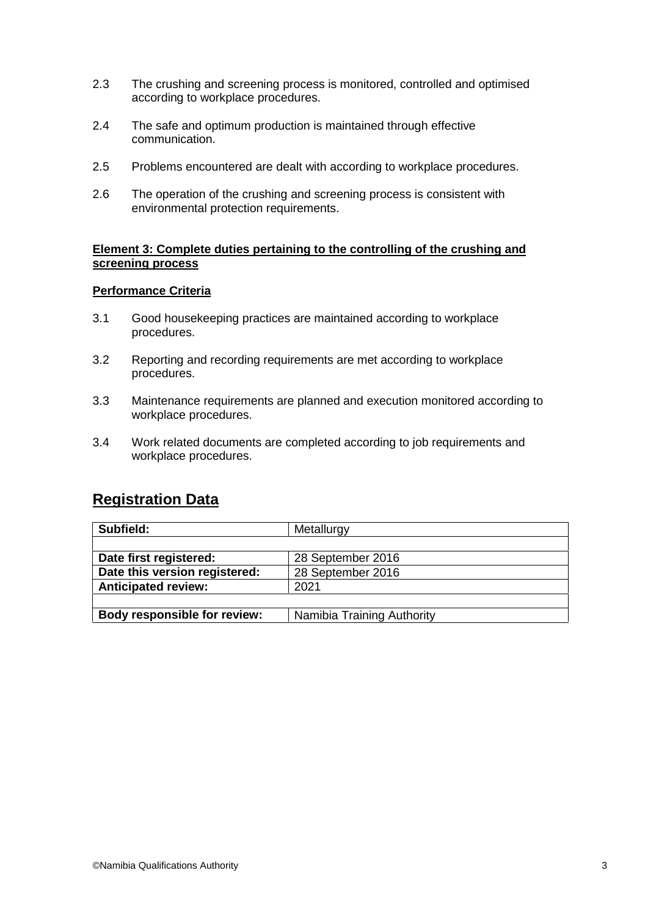2.3 The crushing and screening process is monitored, controlled and optimised according to workplace procedures.

2.4 The safe and optimum production is maintained through effective communication.

2.5 Problems encountered are dealt with according to workplace procedures.

2.6 The operation of the crushing and screening process is consistent with environmental protection requirements.

**Element 3: Complete duties pertaining to the controlling of the crushing and screening process**

**Performance Criteria**

3.1 Good housekeeping practices are maintained according to workplace procedures.

3.2 Reporting and recording requirements are met according to workplace procedures.

3.3 Maintenance requirements are planned and execution monitored according to workplace procedures.

3.4 Work related documents are completed according to job requirements and workplace procedures.

## Registration Data

| | |
|---|---|
| **Subfield:** | Metallurgy |
| | |
| **Date first registered:** | 28 September 2016 |
| **Date this version registered:** | 28 September 2016 |
| **Anticipated review:** | 2021 |
| | |
| **Body responsible for review:** | Namibia Training Authority |